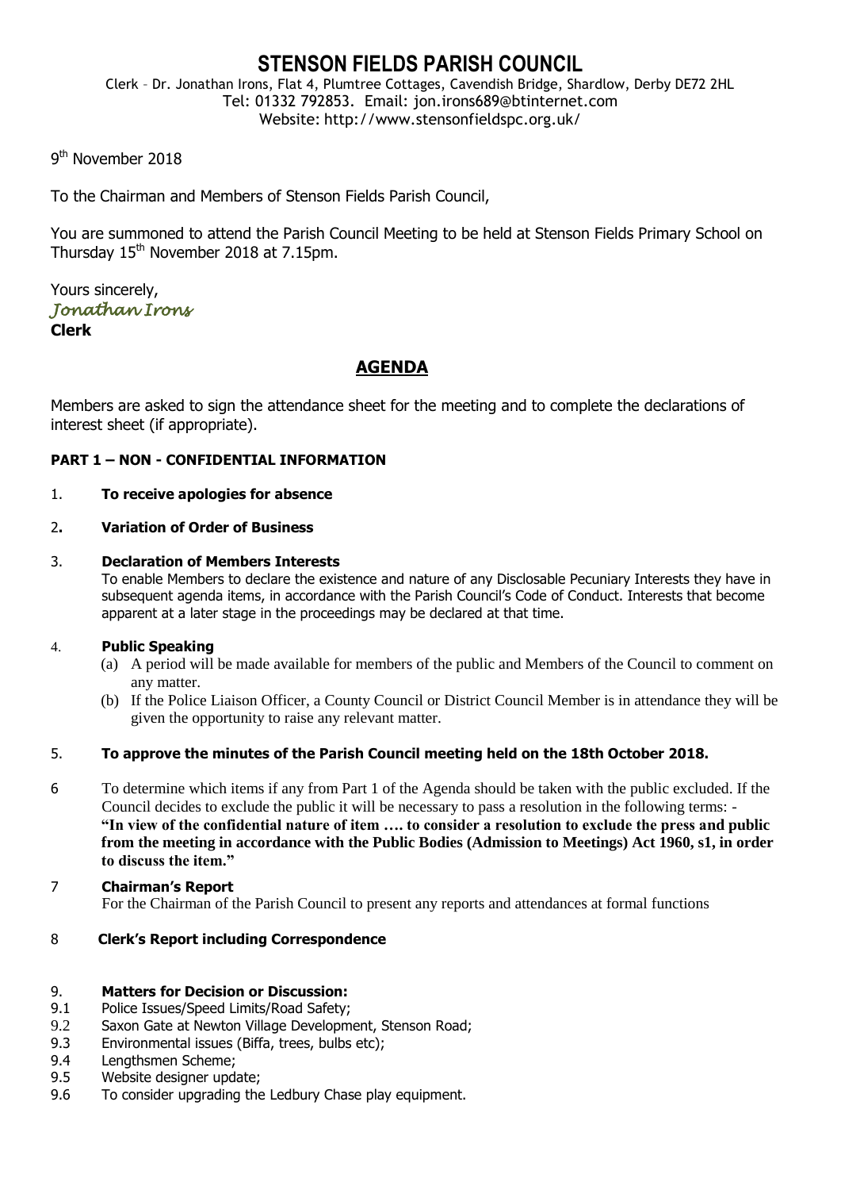# STENSON FIELDS PARISH COUNCIL

Clerk – Dr. Jonathan Irons, Flat 4, Plumtree Cottages, Cavendish Bridge, Shardlow, Derby DE72 2HL
Tel: 01332 792853. Email: jon.irons689@btinternet.com
Website: http://www.stensonfieldspc.org.uk/

9th November 2018

To the Chairman and Members of Stenson Fields Parish Council,

You are summoned to attend the Parish Council Meeting to be held at Stenson Fields Primary School on Thursday 15th November 2018 at 7.15pm.

Yours sincerely,
*Jonathan Irons*
**Clerk**

## AGENDA

Members are asked to sign the attendance sheet for the meeting and to complete the declarations of interest sheet (if appropriate).

**PART 1 – NON - CONFIDENTIAL INFORMATION**

1. **To receive apologies for absence**

2. **Variation of Order of Business**

3. **Declaration of Members Interests**
   To enable Members to declare the existence and nature of any Disclosable Pecuniary Interests they have in subsequent agenda items, in accordance with the Parish Council's Code of Conduct. Interests that become apparent at a later stage in the proceedings may be declared at that time.

4. **Public Speaking**
   (a) A period will be made available for members of the public and Members of the Council to comment on any matter.
   (b) If the Police Liaison Officer, a County Council or District Council Member is in attendance they will be given the opportunity to raise any relevant matter.

5. **To approve the minutes of the Parish Council meeting held on the 18th October 2018.**

6. To determine which items if any from Part 1 of the Agenda should be taken with the public excluded. If the Council decides to exclude the public it will be necessary to pass a resolution in the following terms: - **"In view of the confidential nature of item …. to consider a resolution to exclude the press and public from the meeting in accordance with the Public Bodies (Admission to Meetings) Act 1960, s1, in order to discuss the item."**

7. **Chairman's Report**
   For the Chairman of the Parish Council to present any reports and attendances at formal functions

8. **Clerk's Report including Correspondence**

9. **Matters for Decision or Discussion:**
   - 9.1 Police Issues/Speed Limits/Road Safety;
   - 9.2 Saxon Gate at Newton Village Development, Stenson Road;
   - 9.3 Environmental issues (Biffa, trees, bulbs etc);
   - 9.4 Lengthsmen Scheme;
   - 9.5 Website designer update;
   - 9.6 To consider upgrading the Ledbury Chase play equipment.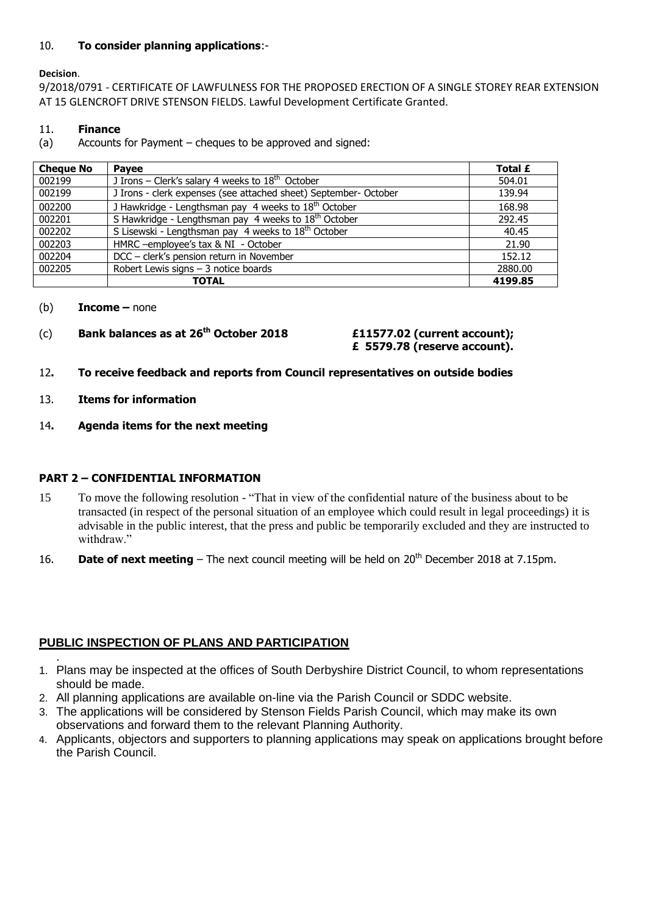10. **To consider planning applications**:-

**Decision**.

9/2018/0791 - CERTIFICATE OF LAWFULNESS FOR THE PROPOSED ERECTION OF A SINGLE STOREY REAR EXTENSION AT 15 GLENCROFT DRIVE STENSON FIELDS. Lawful Development Certificate Granted.

11. **Finance**

(a) Accounts for Payment – cheques to be approved and signed:

| **Cheque No** | **Payee** | **Total £** |
|---|---|---|
| 002199 | J Irons – Clerk's salary 4 weeks to 18th October | 504.01 |
| 002199 | J Irons - clerk expenses (see attached sheet) September- October | 139.94 |
| 002200 | J Hawkridge - Lengthsman pay 4 weeks to 18th October | 168.98 |
| 002201 | S Hawkridge - Lengthsman pay 4 weeks to 18th October | 292.45 |
| 002202 | S Lisewski - Lengthsman pay 4 weeks to 18th October | 40.45 |
| 002203 | HMRC –employee's tax & NI - October | 21.90 |
| 002204 | DCC – clerk's pension return in November | 152.12 |
| 002205 | Robert Lewis signs – 3 notice boards | 2880.00 |
| | **TOTAL** | **4199.85** |

(b) **Income –** none

(c) **Bank balances as at 26th October 2018** **£11577.02 (current account); £ 5579.78 (reserve account).**

12**. To receive feedback and reports from Council representatives on outside bodies**

13. **Items for information**

14**. Agenda items for the next meeting**

**PART 2 – CONFIDENTIAL INFORMATION**

15 To move the following resolution - "That in view of the confidential nature of the business about to be transacted (in respect of the personal situation of an employee which could result in legal proceedings) it is advisable in the public interest, that the press and public be temporarily excluded and they are instructed to withdraw."

16. **Date of next meeting** – The next council meeting will be held on 20th December 2018 at 7.15pm.

## PUBLIC INSPECTION OF PLANS AND PARTICIPATION

1. Plans may be inspected at the offices of South Derbyshire District Council, to whom representations should be made.
2. All planning applications are available on-line via the Parish Council or SDDC website.
3. The applications will be considered by Stenson Fields Parish Council, which may make its own observations and forward them to the relevant Planning Authority.
4. Applicants, objectors and supporters to planning applications may speak on applications brought before the Parish Council.